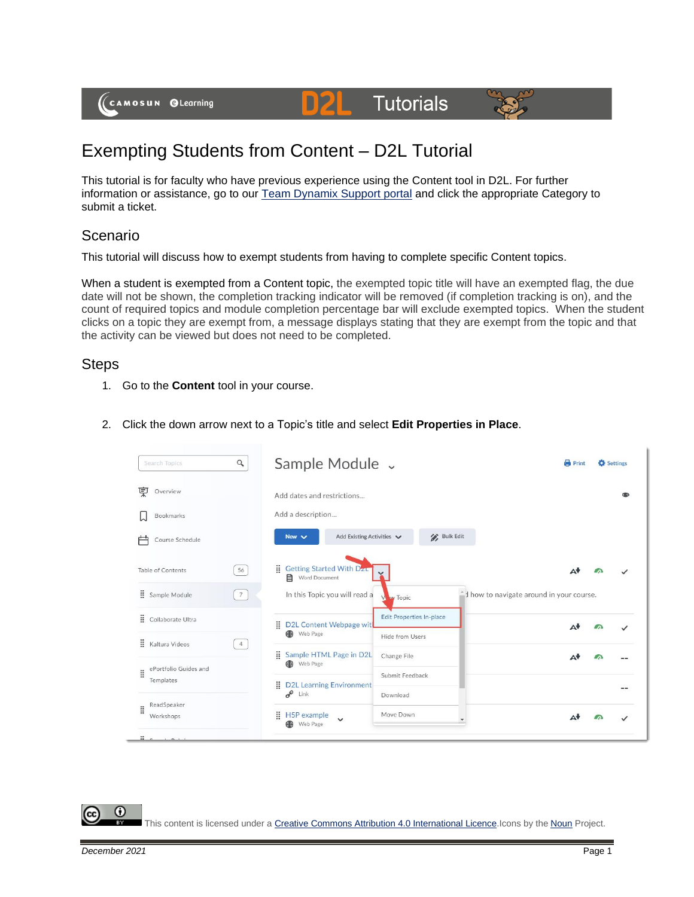# Exempting Students from Content – D2L Tutorial

This tutorial is for faculty who have previous experience using the Content tool in D2L. For further information or assistance, go to our Team Dynamix Support portal and click the appropriate Category to submit a ticket.

## Scenario

This tutorial will discuss how to exempt students from having to complete specific Content topics.

When a student is exempted from a Content topic, the exempted topic title will have an exempted flag, the due date will not be shown, the completion tracking indicator will be removed (if completion tracking is on), and the count of required topics and module completion percentage bar will exclude exempted topics. When the student clicks on a topic they are exempt from, a message displays stating that they are exempt from the topic and that the activity can be viewed but does not need to be completed.

## Steps

1. Go to the **Content** tool in your course.

2. Click the down arrow next to a Topic's title and select **Edit Properties in Place**.

This content is licensed under a Creative Commons Attribution 4.0 International Licence. Icons by the Noun Project.

*December 2021*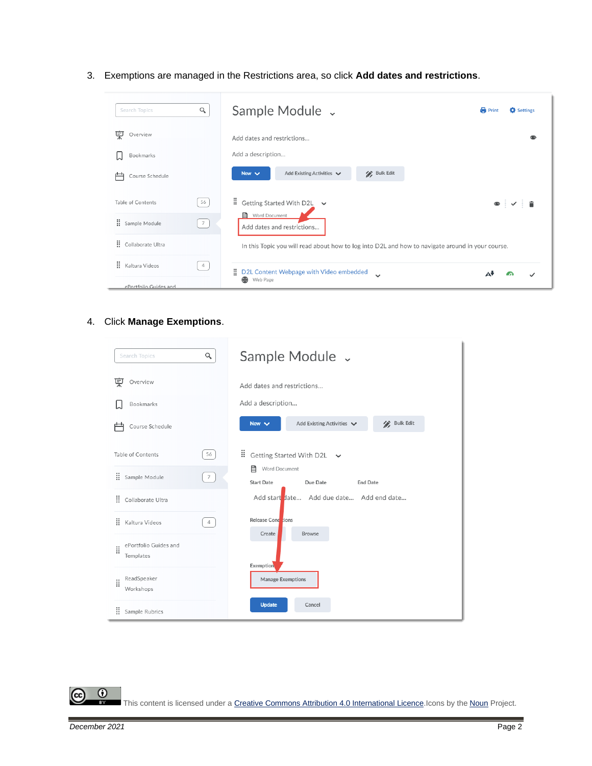3. Exemptions are managed in the Restrictions area, so click **Add dates and restrictions**.

4. Click **Manage Exemptions**.

This content is licensed under a Creative Commons Attribution 4.0 International Licence. Icons by the Noun Project.

*December 2021*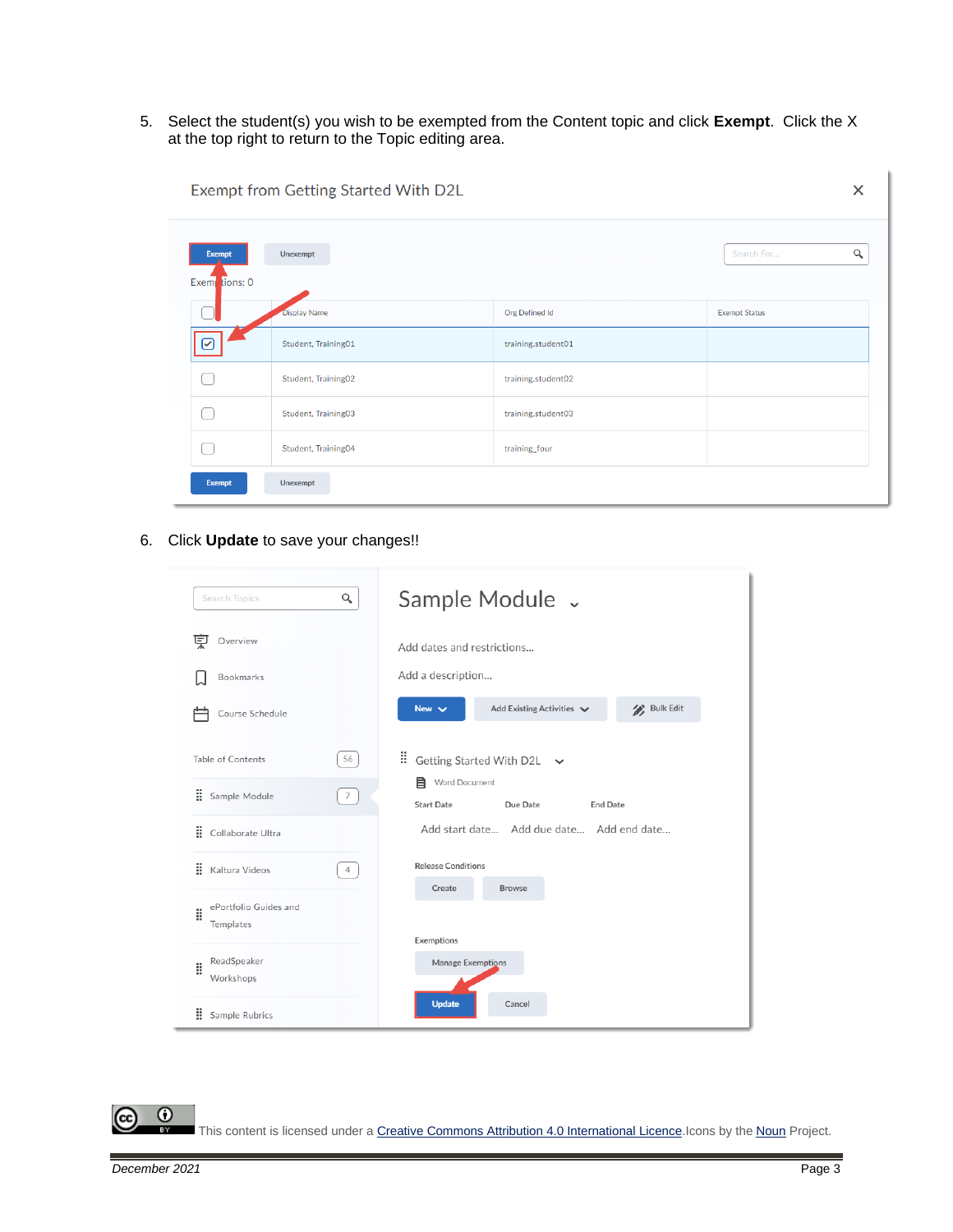5. Select the student(s) you wish to be exempted from the Content topic and click **Exempt**. Click the X at the top right to return to the Topic editing area.

6. Click **Update** to save your changes!!

This content is licensed under a Creative Commons Attribution 4.0 International Licence. Icons by the Noun Project.

*December 2021*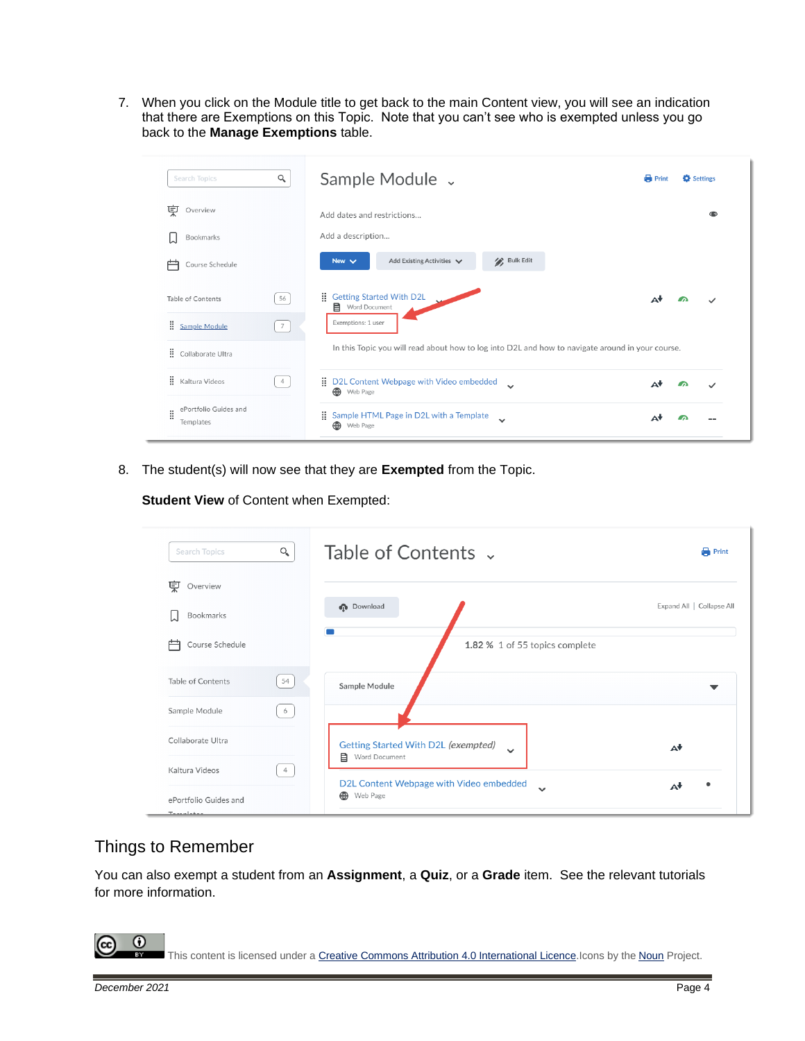7. When you click on the Module title to get back to the main Content view, you will see an indication that there are Exemptions on this Topic. Note that you can't see who is exempted unless you go back to the **Manage Exemptions** table.

8. The student(s) will now see that they are **Exempted** from the Topic.

   **Student View** of Content when Exempted:

## Things to Remember

You can also exempt a student from an **Assignment**, a **Quiz**, or a **Grade** item. See the relevant tutorials for more information.

This content is licensed under a Creative Commons Attribution 4.0 International Licence.Icons by the Noun Project.

December 2021